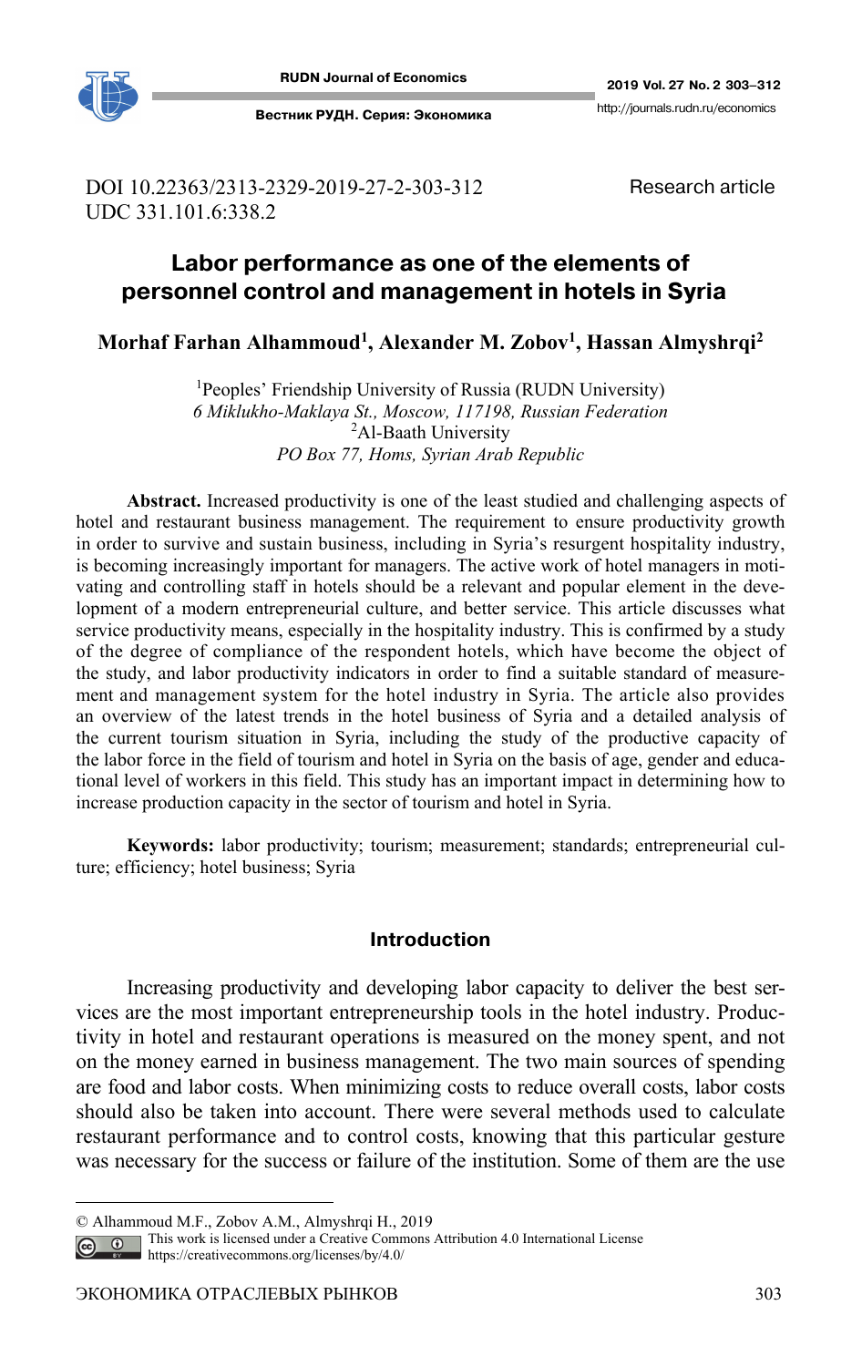DOI 10.22363/2313-2329-2019-27-2-303-312
UDC 331.101.6:338.2

Research article

# Labor performance as one of the elements of personnel control and management in hotels in Syria

**Morhaf Farhan Alhammoud[1], Alexander M. Zobov[1], Hassan Almyshrqi[2]**

[1]Peoples' Friendship University of Russia (RUDN University)
*6 Miklukho-Maklaya St., Moscow, 117198, Russian Federation*
[2]Al-Baath University
*PO Box 77, Homs, Syrian Arab Republic*

**Abstract.** Increased productivity is one of the least studied and challenging aspects of hotel and restaurant business management. The requirement to ensure productivity growth in order to survive and sustain business, including in Syria's resurgent hospitality industry, is becoming increasingly important for managers. The active work of hotel managers in motivating and controlling staff in hotels should be a relevant and popular element in the development of a modern entrepreneurial culture, and better service. This article discusses what service productivity means, especially in the hospitality industry. This is confirmed by a study of the degree of compliance of the respondent hotels, which have become the object of the study, and labor productivity indicators in order to find a suitable standard of measurement and management system for the hotel industry in Syria. The article also provides an overview of the latest trends in the hotel business of Syria and a detailed analysis of the current tourism situation in Syria, including the study of the productive capacity of the labor force in the field of tourism and hotel in Syria on the basis of age, gender and educational level of workers in this field. This study has an important impact in determining how to increase production capacity in the sector of tourism and hotel in Syria.

**Keywords:** labor productivity; tourism; measurement; standards; entrepreneurial culture; efficiency; hotel business; Syria

## Introduction

Increasing productivity and developing labor capacity to deliver the best services are the most important entrepreneurship tools in the hotel industry. Productivity in hotel and restaurant operations is measured on the money spent, and not on the money earned in business management. The two main sources of spending are food and labor costs. When minimizing costs to reduce overall costs, labor costs should also be taken into account. There were several methods used to calculate restaurant performance and to control costs, knowing that this particular gesture was necessary for the success or failure of the institution. Some of them are the use

© Alhammoud M.F., Zobov A.M., Almyshrqi H., 2019

This work is licensed under a Creative Commons Attribution 4.0 International License
https://creativecommons.org/licenses/by/4.0/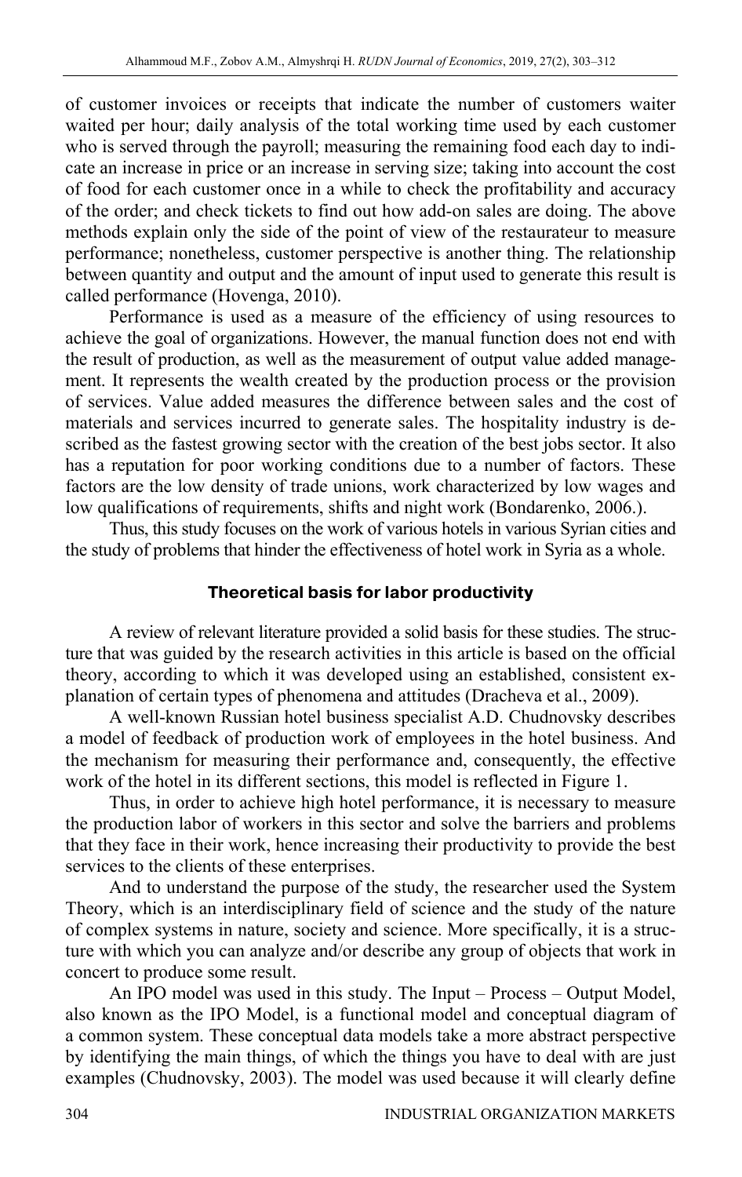of customer invoices or receipts that indicate the number of customers waiter waited per hour; daily analysis of the total working time used by each customer who is served through the payroll; measuring the remaining food each day to indicate an increase in price or an increase in serving size; taking into account the cost of food for each customer once in a while to check the profitability and accuracy of the order; and check tickets to find out how add-on sales are doing. The above methods explain only the side of the point of view of the restaurateur to measure performance; nonetheless, customer perspective is another thing. The relationship between quantity and output and the amount of input used to generate this result is called performance (Hovenga, 2010).

Performance is used as a measure of the efficiency of using resources to achieve the goal of organizations. However, the manual function does not end with the result of production, as well as the measurement of output value added management. It represents the wealth created by the production process or the provision of services. Value added measures the difference between sales and the cost of materials and services incurred to generate sales. The hospitality industry is described as the fastest growing sector with the creation of the best jobs sector. It also has a reputation for poor working conditions due to a number of factors. These factors are the low density of trade unions, work characterized by low wages and low qualifications of requirements, shifts and night work (Bondarenko, 2006.).

Thus, this study focuses on the work of various hotels in various Syrian cities and the study of problems that hinder the effectiveness of hotel work in Syria as a whole.

## Theoretical basis for labor productivity

A review of relevant literature provided a solid basis for these studies. The structure that was guided by the research activities in this article is based on the official theory, according to which it was developed using an established, consistent explanation of certain types of phenomena and attitudes (Dracheva et al., 2009).

A well-known Russian hotel business specialist A.D. Chudnovsky describes a model of feedback of production work of employees in the hotel business. And the mechanism for measuring their performance and, consequently, the effective work of the hotel in its different sections, this model is reflected in Figure 1.

Thus, in order to achieve high hotel performance, it is necessary to measure the production labor of workers in this sector and solve the barriers and problems that they face in their work, hence increasing their productivity to provide the best services to the clients of these enterprises.

And to understand the purpose of the study, the researcher used the System Theory, which is an interdisciplinary field of science and the study of the nature of complex systems in nature, society and science. More specifically, it is a structure with which you can analyze and/or describe any group of objects that work in concert to produce some result.

An IPO model was used in this study. The Input – Process – Output Model, also known as the IPO Model, is a functional model and conceptual diagram of a common system. These conceptual data models take a more abstract perspective by identifying the main things, of which the things you have to deal with are just examples (Chudnovsky, 2003). The model was used because it will clearly define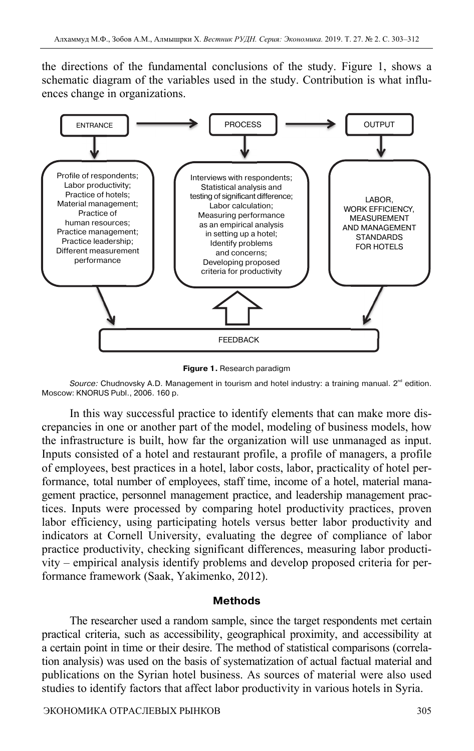the directions of the fundamental conclusions of the study. Figure 1, shows a schematic diagram of the variables used in the study. Contribution is what influences change in organizations.

ENTRANCE → PROCESS → OUTPUT

**ENTRANCE:** Profile of respondents; Labor productivity; Practice of hotels; Material management; Practice of human resources; Practice management; Practice leadership; Different measurement performance

**PROCESS:** Interviews with respondents; Statistical analysis and testing of significant difference; Labor calculation; Measuring performance as an empirical analysis in setting up a hotel; Identify problems and concerns; Developing proposed criteria for productivity

**OUTPUT:** LABOR, WORK EFFICIENCY, MEASUREMENT AND MANAGEMENT STANDARDS FOR HOTELS

FEEDBACK

**Figure 1.** Research paradigm

*Source:* Chudnovsky A.D. Management in tourism and hotel industry: a training manual. 2nd edition. Moscow: KNORUS Publ., 2006. 160 p.

In this way successful practice to identify elements that can make more discrepancies in one or another part of the model, modeling of business models, how the infrastructure is built, how far the organization will use unmanaged as input. Inputs consisted of a hotel and restaurant profile, a profile of managers, a profile of employees, best practices in a hotel, labor costs, labor, practicality of hotel performance, total number of employees, staff time, income of a hotel, material management practice, personnel management practice, and leadership management practices. Inputs were processed by comparing hotel productivity practices, proven labor efficiency, using participating hotels versus better labor productivity and indicators at Cornell University, evaluating the degree of compliance of labor practice productivity, checking significant differences, measuring labor productivity – empirical analysis identify problems and develop proposed criteria for performance framework (Saak, Yakimenko, 2012).

## Methods

The researcher used a random sample, since the target respondents met certain practical criteria, such as accessibility, geographical proximity, and accessibility at a certain point in time or their desire. The method of statistical comparisons (correlation analysis) was used on the basis of systematization of actual factual material and publications on the Syrian hotel business. As sources of material were also used studies to identify factors that affect labor productivity in various hotels in Syria.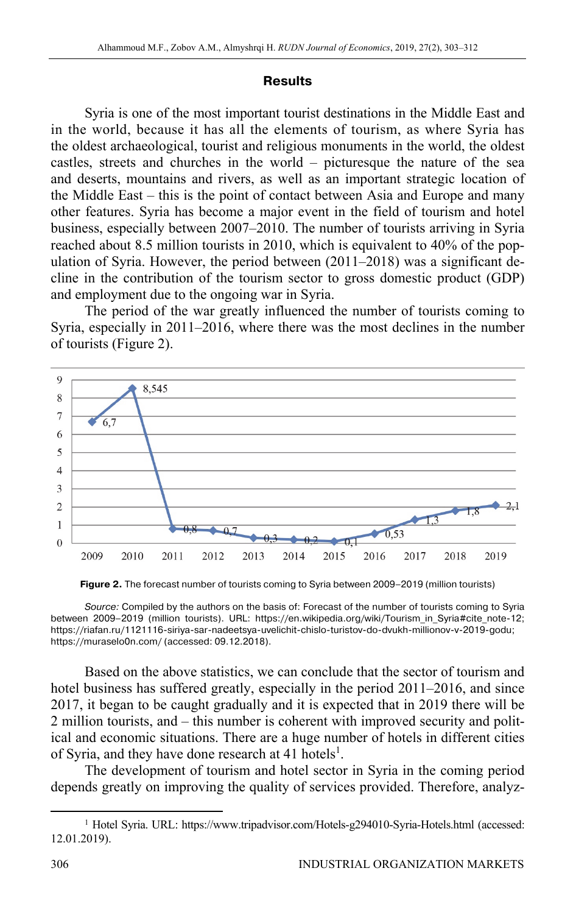## Results

Syria is one of the most important tourist destinations in the Middle East and in the world, because it has all the elements of tourism, as where Syria has the oldest archaeological, tourist and religious monuments in the world, the oldest castles, streets and churches in the world – picturesque the nature of the sea and deserts, mountains and rivers, as well as an important strategic location of the Middle East – this is the point of contact between Asia and Europe and many other features. Syria has become a major event in the field of tourism and hotel business, especially between 2007–2010. The number of tourists arriving in Syria reached about 8.5 million tourists in 2010, which is equivalent to 40% of the population of Syria. However, the period between (2011–2018) was a significant decline in the contribution of the tourism sector to gross domestic product (GDP) and employment due to the ongoing war in Syria.

The period of the war greatly influenced the number of tourists coming to Syria, especially in 2011–2016, where there was the most declines in the number of tourists (Figure 2).

| Year | 2009 | 2010 | 2011 | 2012 | 2013 | 2014 | 2015 | 2016 | 2017 | 2018 | 2019 |
|---|---|---|---|---|---|---|---|---|---|---|---|
| Tourists (million) | 6,7 | 8,545 | 0,8 | 0,7 | 0,3 | 0,2 | 0,1 | 0,53 | 1,3 | 1,8 | 2,1 |

**Figure 2.** The forecast number of tourists coming to Syria between 2009–2019 (million tourists)

*Source:* Compiled by the authors on the basis of: Forecast of the number of tourists coming to Syria between 2009–2019 (million tourists). URL: https://en.wikipedia.org/wiki/Tourism_in_Syria#cite_note-12; https://riafan.ru/1121116-siriya-sar-nadeetsya-uvelichit-chislo-turistov-do-dvukh-millionov-v-2019-godu; https://muraselo0n.com/ (accessed: 09.12.2018).

Based on the above statistics, we can conclude that the sector of tourism and hotel business has suffered greatly, especially in the period 2011–2016, and since 2017, it began to be caught gradually and it is expected that in 2019 there will be 2 million tourists, and – this number is coherent with improved security and political and economic situations. There are a huge number of hotels in different cities of Syria, and they have done research at 41 hotels[1].

The development of tourism and hotel sector in Syria in the coming period depends greatly on improving the quality of services provided. Therefore, analyz-

[1] Hotel Syria. URL: https://www.tripadvisor.com/Hotels-g294010-Syria-Hotels.html (accessed: 12.01.2019).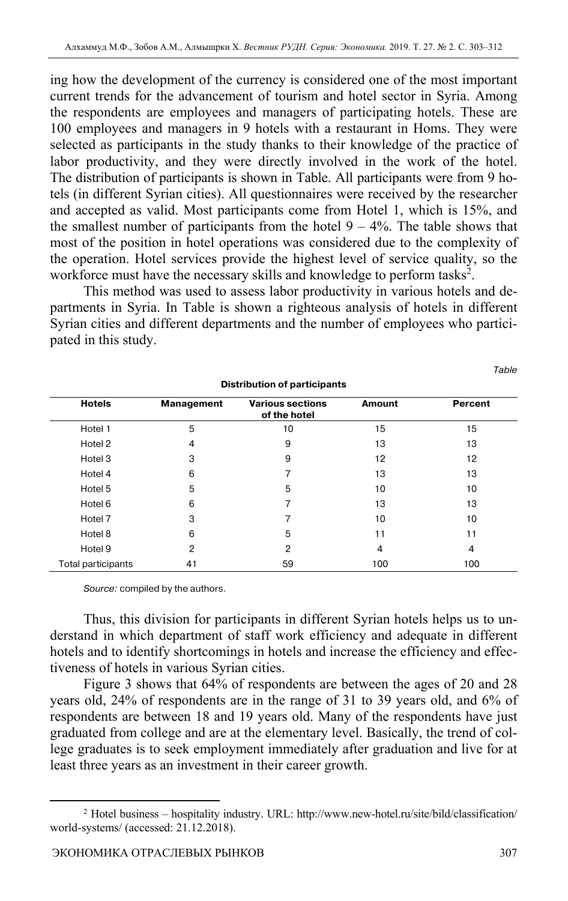ing how the development of the currency is considered one of the most important current trends for the advancement of tourism and hotel sector in Syria. Among the respondents are employees and managers of participating hotels. These are 100 employees and managers in 9 hotels with a restaurant in Homs. They were selected as participants in the study thanks to their knowledge of the practice of labor productivity, and they were directly involved in the work of the hotel. The distribution of participants is shown in Table. All participants were from 9 hotels (in different Syrian cities). All questionnaires were received by the researcher and accepted as valid. Most participants come from Hotel 1, which is 15%, and the smallest number of participants from the hotel 9 – 4%. The table shows that most of the position in hotel operations was considered due to the complexity of the operation. Hotel services provide the highest level of service quality, so the workforce must have the necessary skills and knowledge to perform tasks[2].

This method was used to assess labor productivity in various hotels and departments in Syria. In Table is shown a righteous analysis of hotels in different Syrian cities and different departments and the number of employees who participated in this study.

*Table*

**Distribution of participants**

| Hotels | Management | Various sections of the hotel | Amount | Percent |
|---|---|---|---|---|
| Hotel 1 | 5 | 10 | 15 | 15 |
| Hotel 2 | 4 | 9 | 13 | 13 |
| Hotel 3 | 3 | 9 | 12 | 12 |
| Hotel 4 | 6 | 7 | 13 | 13 |
| Hotel 5 | 5 | 5 | 10 | 10 |
| Hotel 6 | 6 | 7 | 13 | 13 |
| Hotel 7 | 3 | 7 | 10 | 10 |
| Hotel 8 | 6 | 5 | 11 | 11 |
| Hotel 9 | 2 | 2 | 4 | 4 |
| Total participants | 41 | 59 | 100 | 100 |

*Source:* compiled by the authors.

Thus, this division for participants in different Syrian hotels helps us to understand in which department of staff work efficiency and adequate in different hotels and to identify shortcomings in hotels and increase the efficiency and effectiveness of hotels in various Syrian cities.

Figure 3 shows that 64% of respondents are between the ages of 20 and 28 years old, 24% of respondents are in the range of 31 to 39 years old, and 6% of respondents are between 18 and 19 years old. Many of the respondents have just graduated from college and are at the elementary level. Basically, the trend of college graduates is to seek employment immediately after graduation and live for at least three years as an investment in their career growth.

[2] Hotel business – hospitality industry. URL: http://www.new-hotel.ru/site/bild/classification/world-systems/ (accessed: 21.12.2018).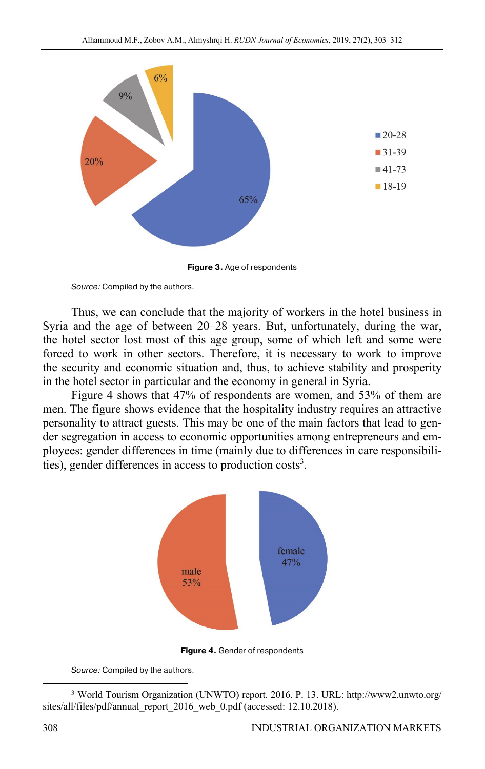**Figure 3.** Age of respondents

*Source:* Compiled by the authors.

Thus, we can conclude that the majority of workers in the hotel business in Syria and the age of between 20–28 years. But, unfortunately, during the war, the hotel sector lost most of this age group, some of which left and some were forced to work in other sectors. Therefore, it is necessary to work to improve the security and economic situation and, thus, to achieve stability and prosperity in the hotel sector in particular and the economy in general in Syria.

Figure 4 shows that 47% of respondents are women, and 53% of them are men. The figure shows evidence that the hospitality industry requires an attractive personality to attract guests. This may be one of the main factors that lead to gender segregation in access to economic opportunities among entrepreneurs and employees: gender differences in time (mainly due to differences in care responsibilities), gender differences in access to production costs[3].

**Figure 4.** Gender of respondents

*Source:* Compiled by the authors.

[3] World Tourism Organization (UNWTO) report. 2016. P. 13. URL: http://www2.unwto.org/sites/all/files/pdf/annual_report_2016_web_0.pdf (accessed: 12.10.2018).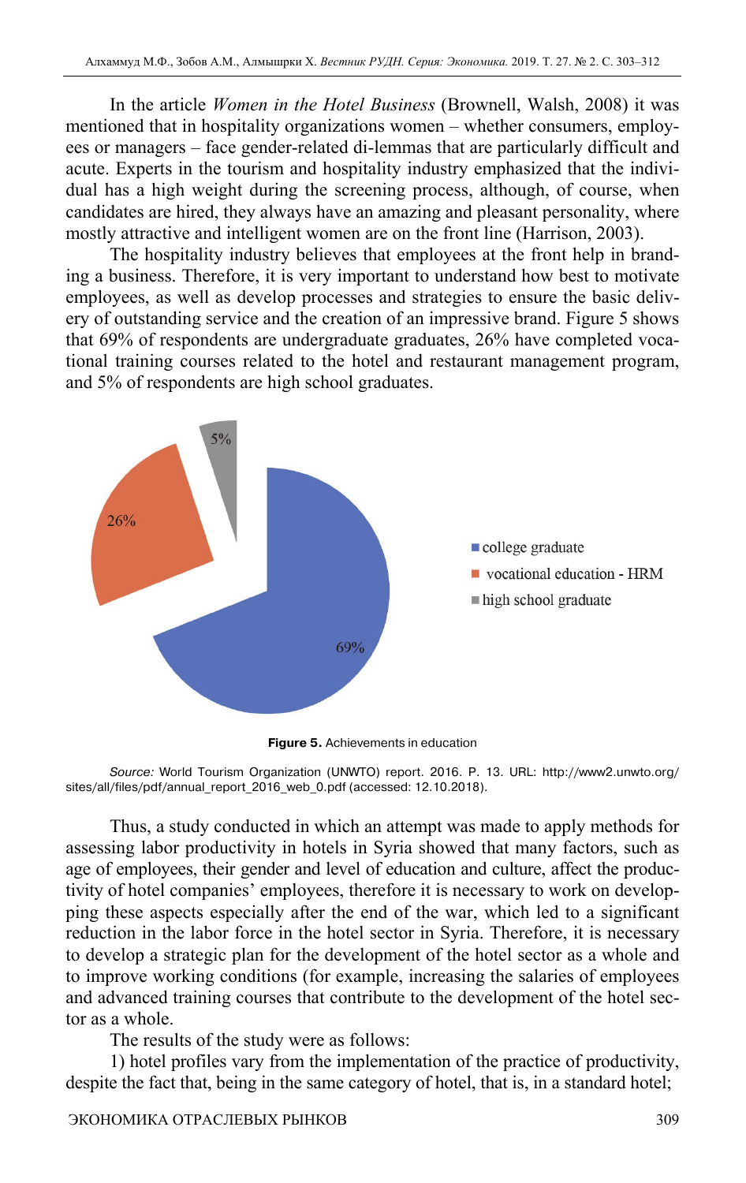In the article *Women in the Hotel Business* (Brownell, Walsh, 2008) it was mentioned that in hospitality organizations women – whether consumers, employees or managers – face gender-related di-lemmas that are particularly difficult and acute. Experts in the tourism and hospitality industry emphasized that the individual has a high weight during the screening process, although, of course, when candidates are hired, they always have an amazing and pleasant personality, where mostly attractive and intelligent women are on the front line (Harrison, 2003).

The hospitality industry believes that employees at the front help in branding a business. Therefore, it is very important to understand how best to motivate employees, as well as develop processes and strategies to ensure the basic delivery of outstanding service and the creation of an impressive brand. Figure 5 shows that 69% of respondents are undergraduate graduates, 26% have completed vocational training courses related to the hotel and restaurant management program, and 5% of respondents are high school graduates.

5%

26%

69%

- college graduate
- vocational education - HRM
- high school graduate

**Figure 5.** Achievements in education

*Source:* World Tourism Organization (UNWTO) report. 2016. P. 13. URL: http://www2.unwto.org/sites/all/files/pdf/annual_report_2016_web_0.pdf (accessed: 12.10.2018).

Thus, a study conducted in which an attempt was made to apply methods for assessing labor productivity in hotels in Syria showed that many factors, such as age of employees, their gender and level of education and culture, affect the productivity of hotel companies' employees, therefore it is necessary to work on developping these aspects especially after the end of the war, which led to a significant reduction in the labor force in the hotel sector in Syria. Therefore, it is necessary to develop a strategic plan for the development of the hotel sector as a whole and to improve working conditions (for example, increasing the salaries of employees and advanced training courses that contribute to the development of the hotel sector as a whole.

The results of the study were as follows:

1) hotel profiles vary from the implementation of the practice of productivity, despite the fact that, being in the same category of hotel, that is, in a standard hotel;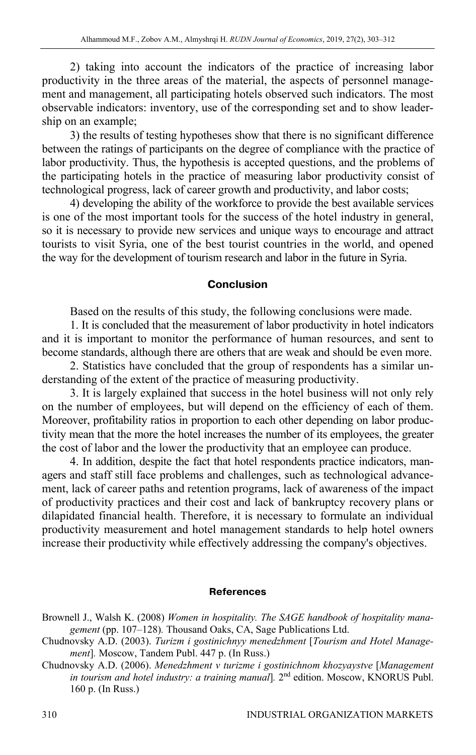2) taking into account the indicators of the practice of increasing labor productivity in the three areas of the material, the aspects of personnel management and management, all participating hotels observed such indicators. The most observable indicators: inventory, use of the corresponding set and to show leadership on an example;

3) the results of testing hypotheses show that there is no significant difference between the ratings of participants on the degree of compliance with the practice of labor productivity. Thus, the hypothesis is accepted questions, and the problems of the participating hotels in the practice of measuring labor productivity consist of technological progress, lack of career growth and productivity, and labor costs;

4) developing the ability of the workforce to provide the best available services is one of the most important tools for the success of the hotel industry in general, so it is necessary to provide new services and unique ways to encourage and attract tourists to visit Syria, one of the best tourist countries in the world, and opened the way for the development of tourism research and labor in the future in Syria.

## Conclusion

Based on the results of this study, the following conclusions were made.

1. It is concluded that the measurement of labor productivity in hotel indicators and it is important to monitor the performance of human resources, and sent to become standards, although there are others that are weak and should be even more.

2. Statistics have concluded that the group of respondents has a similar understanding of the extent of the practice of measuring productivity.

3. It is largely explained that success in the hotel business will not only rely on the number of employees, but will depend on the efficiency of each of them. Moreover, profitability ratios in proportion to each other depending on labor productivity mean that the more the hotel increases the number of its employees, the greater the cost of labor and the lower the productivity that an employee can produce.

4. In addition, despite the fact that hotel respondents practice indicators, managers and staff still face problems and challenges, such as technological advancement, lack of career paths and retention programs, lack of awareness of the impact of productivity practices and their cost and lack of bankruptcy recovery plans or dilapidated financial health. Therefore, it is necessary to formulate an individual productivity measurement and hotel management standards to help hotel owners increase their productivity while effectively addressing the company's objectives.

## References

Brownell J., Walsh K. (2008) *Women in hospitality. The SAGE handbook of hospitality management* (pp. 107–128)*.* Thousand Oaks, CA, Sage Publications Ltd.

Chudnovsky A.D. (2003). *Turizm i gostinichnyy menedzhment* [*Tourism and Hotel Management*]*.* Moscow, Tandem Publ. 447 p. (In Russ.)

Chudnovsky A.D. (2006). *Menedzhment v turizme i gostinichnom khozyaystve* [*Management in tourism and hotel industry: a training manual*]*.* 2nd edition. Moscow, KNORUS Publ. 160 p. (In Russ.)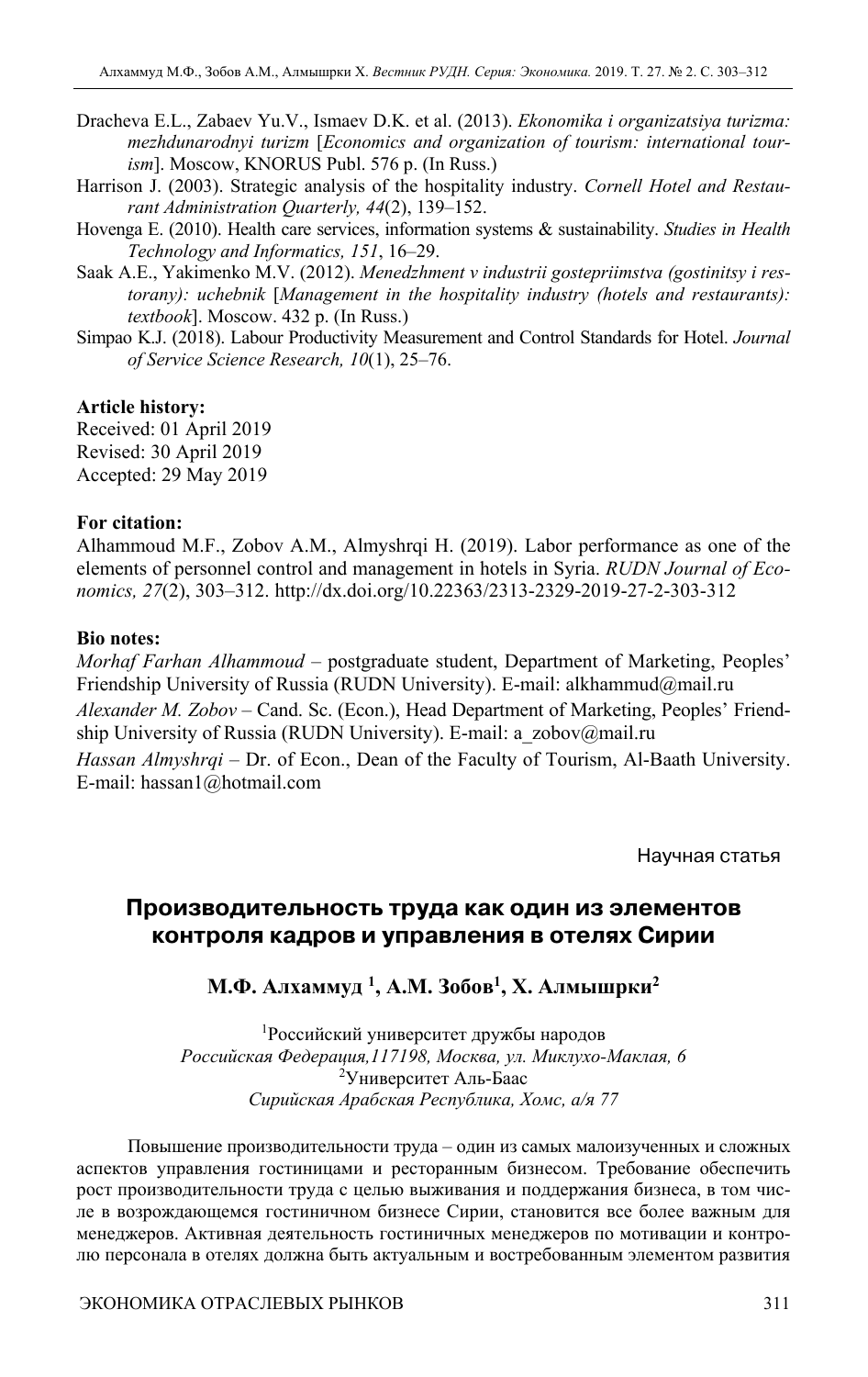Dracheva E.L., Zabaev Yu.V., Ismaev D.K. et al. (2013). *Ekonomika i organizatsiya turizma: mezhdunarodnyi turizm* [*Economics and organization of tourism: international tourism*]. Moscow, KNORUS Publ. 576 p. (In Russ.)

Harrison J. (2003). Strategic analysis of the hospitality industry. *Cornell Hotel and Restaurant Administration Quarterly, 44*(2), 139–152.

Hovenga E. (2010). Health care services, information systems & sustainability. *Studies in Health Technology and Informatics, 151*, 16–29.

Saak A.E., Yakimenko M.V. (2012). *Menedzhment v industrii gostepriimstva (gostinitsy i restorany): uchebnik* [*Management in the hospitality industry (hotels and restaurants): textbook*]. Moscow. 432 p. (In Russ.)

Simpao K.J. (2018). Labour Productivity Measurement and Control Standards for Hotel. *Journal of Service Science Research, 10*(1), 25–76.

**Article history:**
Received: 01 April 2019
Revised: 30 April 2019
Accepted: 29 May 2019

**For citation:**
Alhammoud M.F., Zobov A.M., Almyshrqi H. (2019). Labor performance as one of the elements of personnel control and management in hotels in Syria. *RUDN Journal of Economics, 27*(2), 303–312. http://dx.doi.org/10.22363/2313-2329-2019-27-2-303-312

**Bio notes:**

*Morhaf Farhan Alhammoud* – postgraduate student, Department of Marketing, Peoples' Friendship University of Russia (RUDN University). E-mail: alkhammud@mail.ru

*Alexander M. Zobov* – Cand. Sc. (Econ.), Head Department of Marketing, Peoples' Friendship University of Russia (RUDN University). E-mail: a_zobov@mail.ru

*Hassan Almyshrqi* – Dr. of Econ., Dean of the Faculty of Tourism, Al-Baath University. E-mail: hassan1@hotmail.com

Научная статья

# Производительность труда как один из элементов контроля кадров и управления в отелях Сирии

**М.Ф. Алхаммуд [1], А.М. Зобов[1], Х. Алмышрки[2]**

[1]Российский университет дружбы народов
*Российская Федерация,117198, Москва, ул. Миклухо-Маклая, 6*
[2]Университет Аль-Баас
*Сирийская Арабская Республика, Хомс, а/я 77*

Повышение производительности труда – один из самых малоизученных и сложных аспектов управления гостиницами и ресторанным бизнесом. Требование обеспечить рост производительности труда с целью выживания и поддержания бизнеса, в том числе в возрождающемся гостиничном бизнесе Сирии, становится все более важным для менеджеров. Активная деятельность гостиничных менеджеров по мотивации и контролю персонала в отелях должна быть актуальным и востребованным элементом развития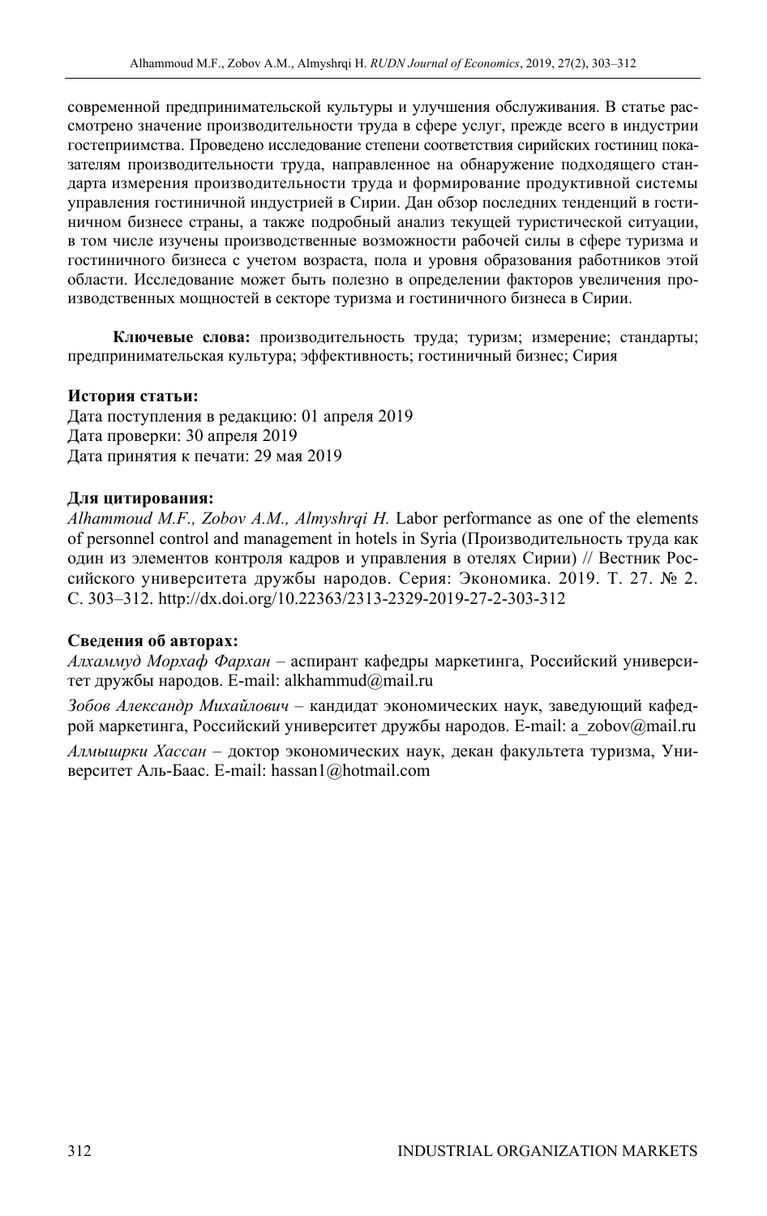современной предпринимательской культуры и улучшения обслуживания. В статье рассмотрено значение производительности труда в сфере услуг, прежде всего в индустрии гостеприимства. Проведено исследование степени соответствия сирийских гостиниц показателям производительности труда, направленное на обнаружение подходящего стандарта измерения производительности труда и формирование продуктивной системы управления гостиничной индустрией в Сирии. Дан обзор последних тенденций в гостиничном бизнесе страны, а также подробный анализ текущей туристической ситуации, в том числе изучены производственные возможности рабочей силы в сфере туризма и гостиничного бизнеса с учетом возраста, пола и уровня образования работников этой области. Исследование может быть полезно в определении факторов увеличения производственных мощностей в секторе туризма и гостиничного бизнеса в Сирии.

**Ключевые слова:** производительность труда; туризм; измерение; стандарты; предпринимательская культура; эффективность; гостиничный бизнес; Сирия

**История статьи:**

Дата поступления в редакцию: 01 апреля 2019
Дата проверки: 30 апреля 2019
Дата принятия к печати: 29 мая 2019

**Для цитирования:**

*Alhammoud M.F., Zobov A.M., Almyshrqi H.* Labor performance as one of the elements of personnel control and management in hotels in Syria (Производительность труда как один из элементов контроля кадров и управления в отелях Сирии) // Вестник Российского университета дружбы народов. Серия: Экономика. 2019. Т. 27. № 2. С. 303–312. http://dx.doi.org/10.22363/2313-2329-2019-27-2-303-312

**Сведения об авторах:**

*Алхаммуд Морхаф Фархан* – аспирант кафедры маркетинга, Российский университет дружбы народов. E-mail: alkhammud@mail.ru

*Зобов Александр Михайлович* – кандидат экономических наук, заведующий кафедрой маркетинга, Российский университет дружбы народов. E-mail: a_zobov@mail.ru

*Алмышрки Хассан* – доктор экономических наук, декан факультета туризма, Университет Аль-Баас. E-mail: hassan1@hotmail.com